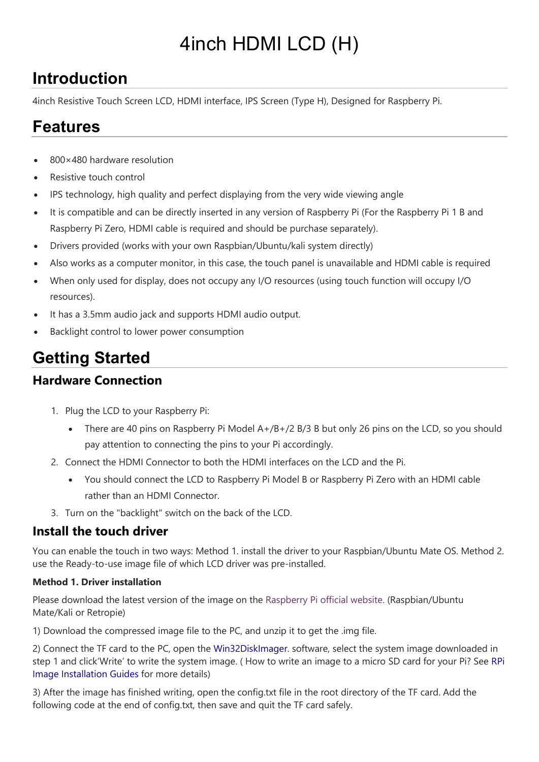# 4inch HDMI LCD (H)

## Introduction

4inch Resistive Touch Screen LCD, HDMI interface, IPS Screen (Type H), Designed for Raspberry Pi.

## Features

- 800×480 hardware resolution
- Resistive touch control
- IPS technology, high quality and perfect displaying from the very wide viewing angle
- It is compatible and can be directly inserted in any version of Raspberry Pi (For the Raspberry Pi 1 B and Raspberry Pi Zero, HDMI cable is required and should be purchase separately).
- Drivers provided (works with your own Raspbian/Ubuntu/kali system directly)
- Also works as a computer monitor, in this case, the touch panel is unavailable and HDMI cable is required
- When only used for display, does not occupy any I/O resources (using touch function will occupy I/O resources).
- It has a 3.5mm audio jack and supports HDMI audio output.
- Backlight control to lower power consumption

## Getting Started

### Hardware Connection

1. Plug the LCD to your Raspberry Pi:
   - There are 40 pins on Raspberry Pi Model A+/B+/2 B/3 B but only 26 pins on the LCD, so you should pay attention to connecting the pins to your Pi accordingly.
2. Connect the HDMI Connector to both the HDMI interfaces on the LCD and the Pi.
   - You should connect the LCD to Raspberry Pi Model B or Raspberry Pi Zero with an HDMI cable rather than an HDMI Connector.
3. Turn on the "backlight" switch on the back of the LCD.

### Install the touch driver

You can enable the touch in two ways: Method 1. install the driver to your Raspbian/Ubuntu Mate OS. Method 2. use the Ready-to-use image file of which LCD driver was pre-installed.

**Method 1. Driver installation**

Please download the latest version of the image on the Raspberry Pi official website. (Raspbian/Ubuntu Mate/Kali or Retropie)

1) Download the compressed image file to the PC, and unzip it to get the .img file.

2) Connect the TF card to the PC, open the Win32DiskImager. software, select the system image downloaded in step 1 and click'Write' to write the system image. ( How to write an image to a micro SD card for your Pi? See RPi Image Installation Guides for more details)

3) After the image has finished writing, open the config.txt file in the root directory of the TF card. Add the following code at the end of config.txt, then save and quit the TF card safely.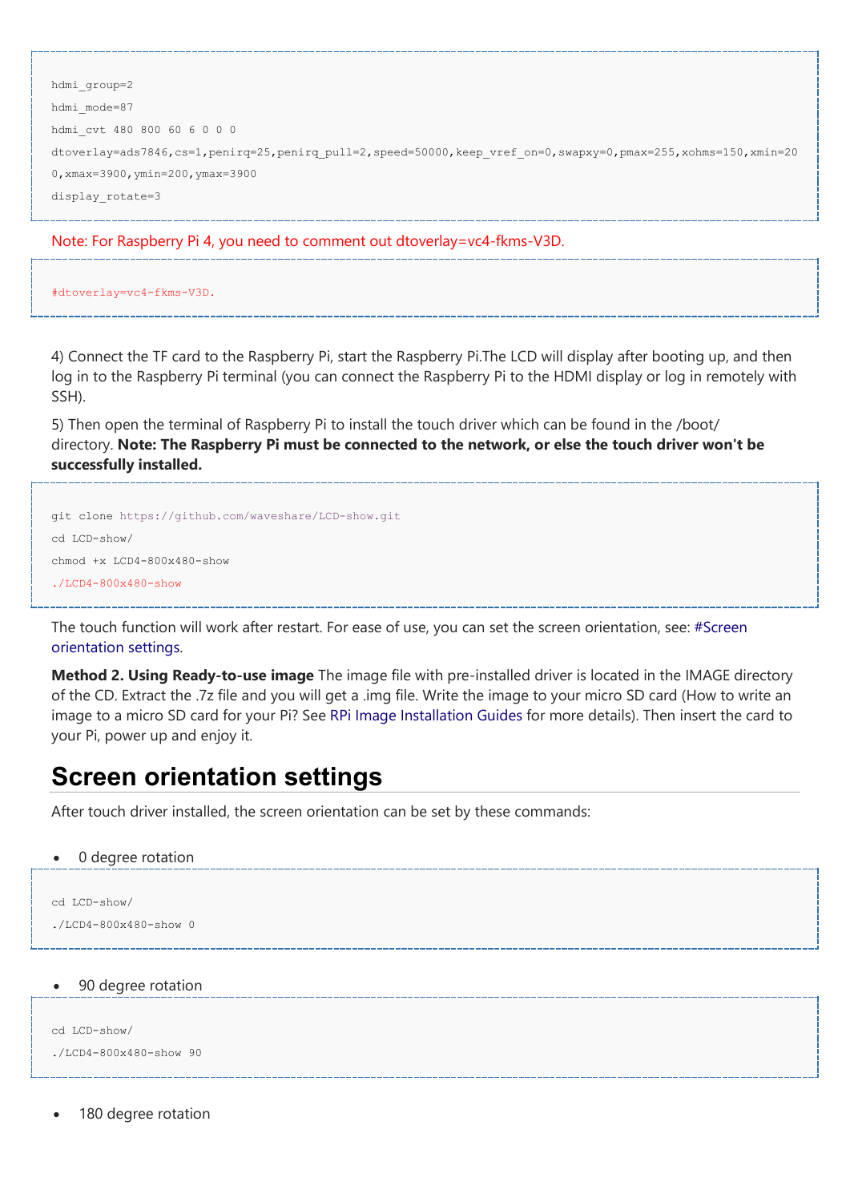```
hdmi_group=2
hdmi_mode=87
hdmi_cvt 480 800 60 6 0 0 0
dtoverlay=ads7846,cs=1,penirq=25,penirq_pull=2,speed=50000,keep_vref_on=0,swapxy=0,pmax=255,xohms=150,xmin=20
0,xmax=3900,ymin=200,ymax=3900
display_rotate=3
```

Note: For Raspberry Pi 4, you need to comment out dtoverlay=vc4-fkms-V3D.

```
#dtoverlay=vc4-fkms-V3D.
```

4) Connect the TF card to the Raspberry Pi, start the Raspberry Pi.The LCD will display after booting up, and then log in to the Raspberry Pi terminal (you can connect the Raspberry Pi to the HDMI display or log in remotely with SSH).

5) Then open the terminal of Raspberry Pi to install the touch driver which can be found in the /boot/ directory. **Note: The Raspberry Pi must be connected to the network, or else the touch driver won't be successfully installed.**

```
git clone https://github.com/waveshare/LCD-show.git
cd LCD-show/
chmod +x LCD4-800x480-show
./LCD4-800x480-show
```

The touch function will work after restart. For ease of use, you can set the screen orientation, see: #Screen orientation settings.

**Method 2. Using Ready-to-use image** The image file with pre-installed driver is located in the IMAGE directory of the CD. Extract the .7z file and you will get a .img file. Write the image to your micro SD card (How to write an image to a micro SD card for your Pi? See RPi Image Installation Guides for more details). Then insert the card to your Pi, power up and enjoy it.

## Screen orientation settings

After touch driver installed, the screen orientation can be set by these commands:

- 0 degree rotation

```
cd LCD-show/
./LCD4-800x480-show 0
```

- 90 degree rotation

```
cd LCD-show/
./LCD4-800x480-show 90
```

- 180 degree rotation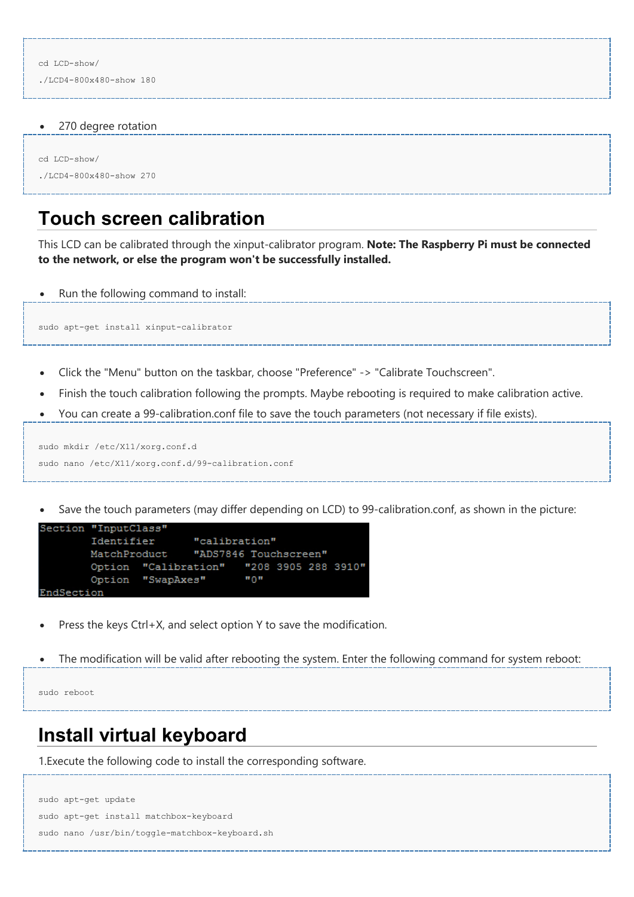```
cd LCD-show/
./LCD4-800x480-show 180
```

- 270 degree rotation

```
cd LCD-show/
./LCD4-800x480-show 270
```

# Touch screen calibration

This LCD can be calibrated through the xinput-calibrator program. **Note: The Raspberry Pi must be connected to the network, or else the program won't be successfully installed.**

- Run the following command to install:

```
sudo apt-get install xinput-calibrator
```

- Click the "Menu" button on the taskbar, choose "Preference" -> "Calibrate Touchscreen".
- Finish the touch calibration following the prompts. Maybe rebooting is required to make calibration active.
- You can create a 99-calibration.conf file to save the touch parameters (not necessary if file exists).

```
sudo mkdir /etc/X11/xorg.conf.d
sudo nano /etc/X11/xorg.conf.d/99-calibration.conf
```

- Save the touch parameters (may differ depending on LCD) to 99-calibration.conf, as shown in the picture:

```
Section "InputClass"
        Identifier      "calibration"
        MatchProduct    "ADS7846 Touchscreen"
        Option  "Calibration"   "208 3905 288 3910"
        Option  "SwapAxes"      "0"
EndSection
```

- Press the keys Ctrl+X, and select option Y to save the modification.
- The modification will be valid after rebooting the system. Enter the following command for system reboot:

```
sudo reboot
```

# Install virtual keyboard

1.Execute the following code to install the corresponding software.

```
sudo apt-get update
sudo apt-get install matchbox-keyboard
sudo nano /usr/bin/toggle-matchbox-keyboard.sh
```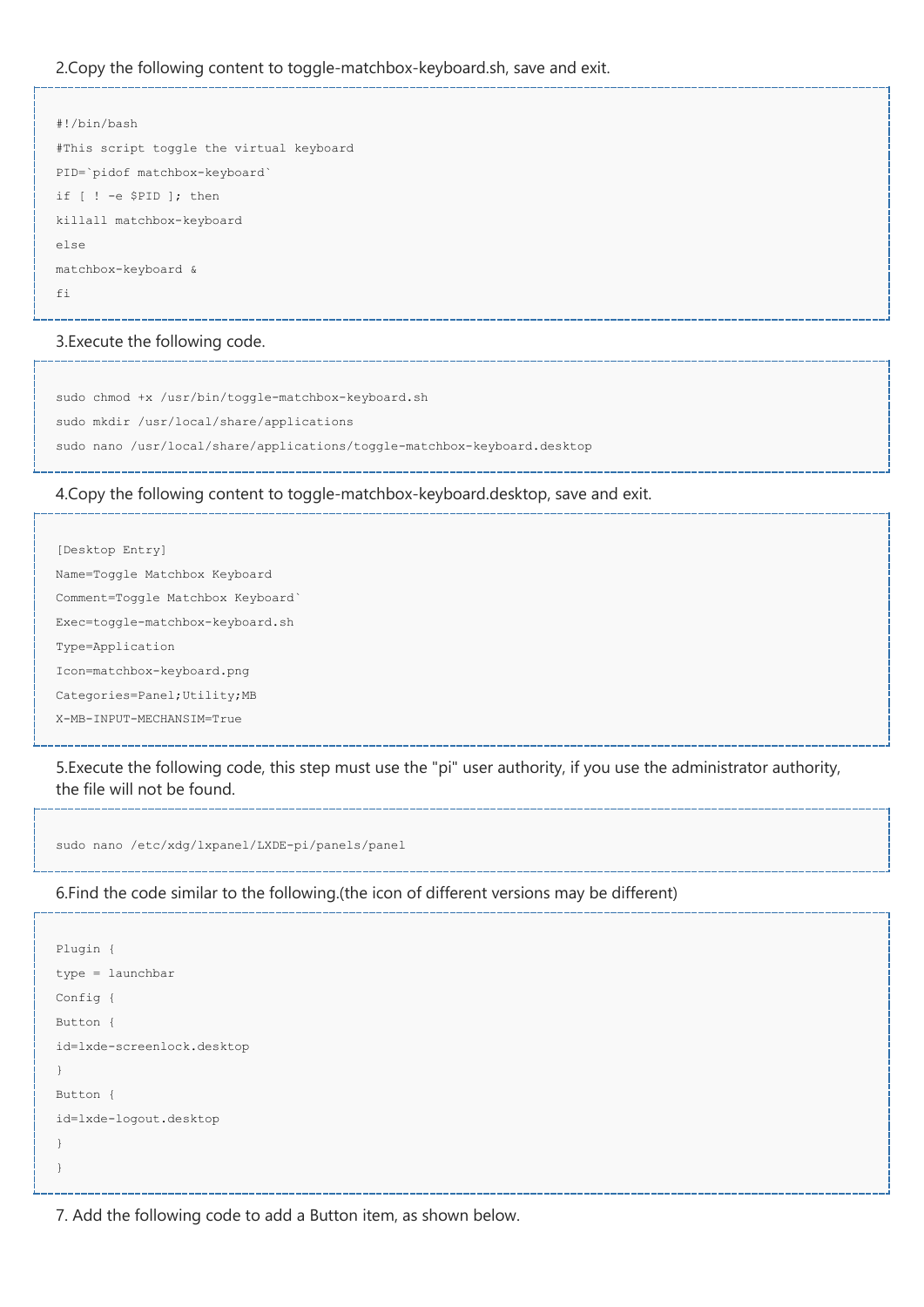2.Copy the following content to toggle-matchbox-keyboard.sh, save and exit.

```
#!/bin/bash
#This script toggle the virtual keyboard
PID=`pidof matchbox-keyboard`
if [ ! -e $PID ]; then
killall matchbox-keyboard
else
matchbox-keyboard &
fi
```

3.Execute the following code.

```
sudo chmod +x /usr/bin/toggle-matchbox-keyboard.sh
sudo mkdir /usr/local/share/applications
sudo nano /usr/local/share/applications/toggle-matchbox-keyboard.desktop
```

4.Copy the following content to toggle-matchbox-keyboard.desktop, save and exit.

```
[Desktop Entry]
Name=Toggle Matchbox Keyboard
Comment=Toggle Matchbox Keyboard`
Exec=toggle-matchbox-keyboard.sh
Type=Application
Icon=matchbox-keyboard.png
Categories=Panel;Utility;MB
X-MB-INPUT-MECHANSIM=True
```

5.Execute the following code, this step must use the "pi" user authority, if you use the administrator authority, the file will not be found.

```
sudo nano /etc/xdg/lxpanel/LXDE-pi/panels/panel
```

6.Find the code similar to the following.(the icon of different versions may be different)

```
Plugin {
type = launchbar
Config {
Button {
id=lxde-screenlock.desktop
}
Button {
id=lxde-logout.desktop
}
}
```

7. Add the following code to add a Button item, as shown below.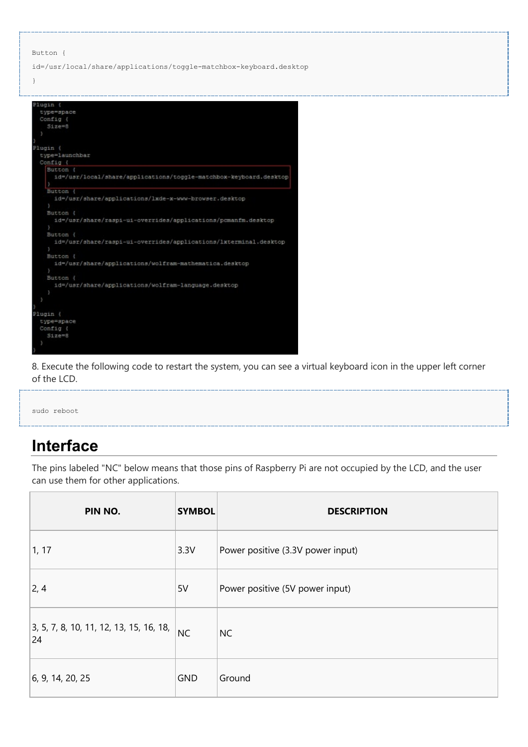```
Button {
id=/usr/local/share/applications/toggle-matchbox-keyboard.desktop
}
```

```
Plugin {
  type=space
  Config {
    Size=8
  }
}
Plugin {
  type=launchbar
  Config {
    Button {
      id=/usr/local/share/applications/toggle-matchbox-keyboard.desktop
    }
    Button {
      id=/usr/share/applications/lxde-x-www-browser.desktop
    }
    Button {
      id=/usr/share/raspi-ui-overrides/applications/pcmanfm.desktop
    }
    Button {
      id=/usr/share/raspi-ui-overrides/applications/lxterminal.desktop
    }
    Button {
      id=/usr/share/applications/wolfram-mathematica.desktop
    }
    Button {
      id=/usr/share/applications/wolfram-language.desktop
    }
  }
}
Plugin {
  type=space
  Config {
    Size=8
  }
}
```

8. Execute the following code to restart the system, you can see a virtual keyboard icon in the upper left corner of the LCD.

```
sudo reboot
```

# Interface

The pins labeled "NC" below means that those pins of Raspberry Pi are not occupied by the LCD, and the user can use them for other applications.

| PIN NO. | SYMBOL | DESCRIPTION |
|---|---|---|
| 1, 17 | 3.3V | Power positive (3.3V power input) |
| 2, 4 | 5V | Power positive (5V power input) |
| 3, 5, 7, 8, 10, 11, 12, 13, 15, 16, 18, 24 | NC | NC |
| 6, 9, 14, 20, 25 | GND | Ground |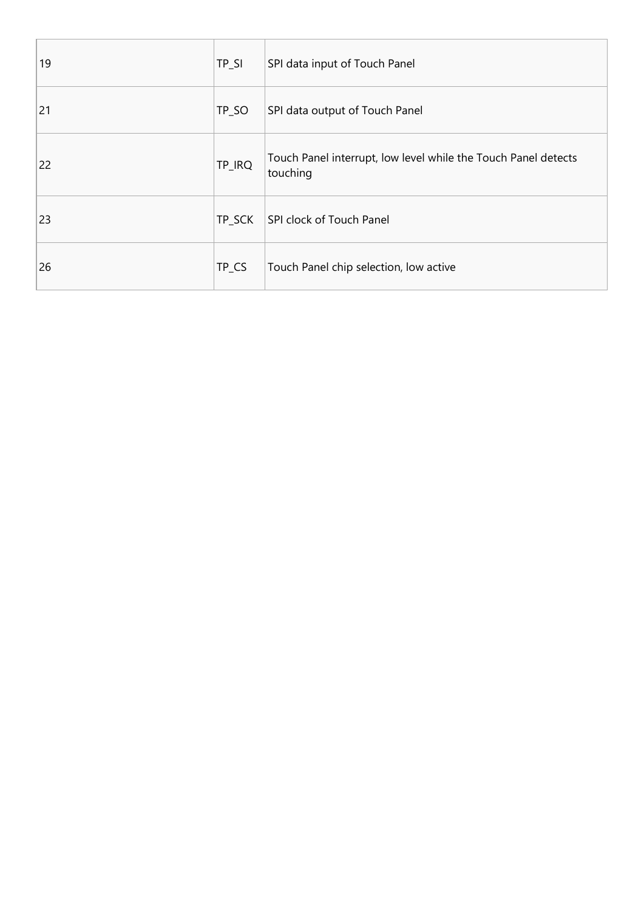| | | |
|---|---|---|
| 19 | TP_SI | SPI data input of Touch Panel |
| 21 | TP_SO | SPI data output of Touch Panel |
| 22 | TP_IRQ | Touch Panel interrupt, low level while the Touch Panel detects touching |
| 23 | TP_SCK | SPI clock of Touch Panel |
| 26 | TP_CS | Touch Panel chip selection, low active |